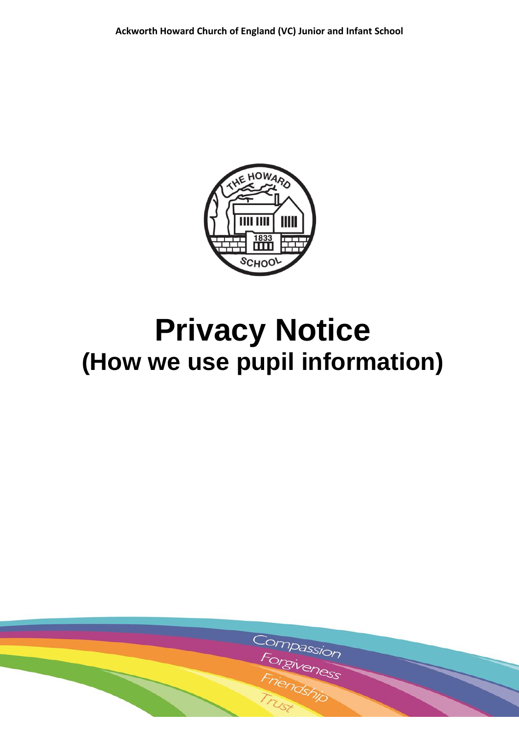**Ackworth Howard Church of England (VC) Junior and Infant School**

# Privacy Notice
## (How we use pupil information)

Compassion
Forgiveness
Friendship
Trust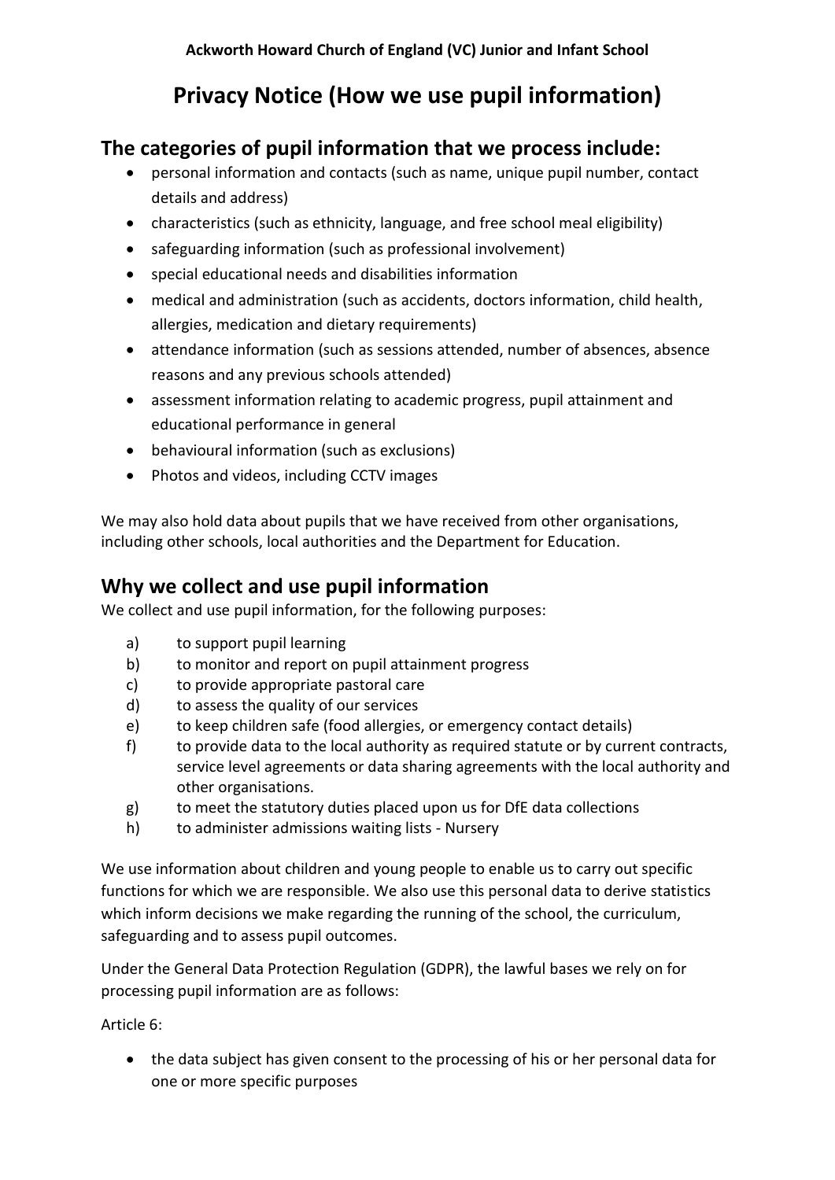**Ackworth Howard Church of England (VC) Junior and Infant School**

# Privacy Notice (How we use pupil information)

## The categories of pupil information that we process include:

- personal information and contacts (such as name, unique pupil number, contact details and address)
- characteristics (such as ethnicity, language, and free school meal eligibility)
- safeguarding information (such as professional involvement)
- special educational needs and disabilities information
- medical and administration (such as accidents, doctors information, child health, allergies, medication and dietary requirements)
- attendance information (such as sessions attended, number of absences, absence reasons and any previous schools attended)
- assessment information relating to academic progress, pupil attainment and educational performance in general
- behavioural information (such as exclusions)
- Photos and videos, including CCTV images

We may also hold data about pupils that we have received from other organisations, including other schools, local authorities and the Department for Education.

## Why we collect and use pupil information

We collect and use pupil information, for the following purposes:

a) to support pupil learning
b) to monitor and report on pupil attainment progress
c) to provide appropriate pastoral care
d) to assess the quality of our services
e) to keep children safe (food allergies, or emergency contact details)
f) to provide data to the local authority as required statute or by current contracts, service level agreements or data sharing agreements with the local authority and other organisations.
g) to meet the statutory duties placed upon us for DfE data collections
h) to administer admissions waiting lists - Nursery

We use information about children and young people to enable us to carry out specific functions for which we are responsible. We also use this personal data to derive statistics which inform decisions we make regarding the running of the school, the curriculum, safeguarding and to assess pupil outcomes.

Under the General Data Protection Regulation (GDPR), the lawful bases we rely on for processing pupil information are as follows:

Article 6:

- the data subject has given consent to the processing of his or her personal data for one or more specific purposes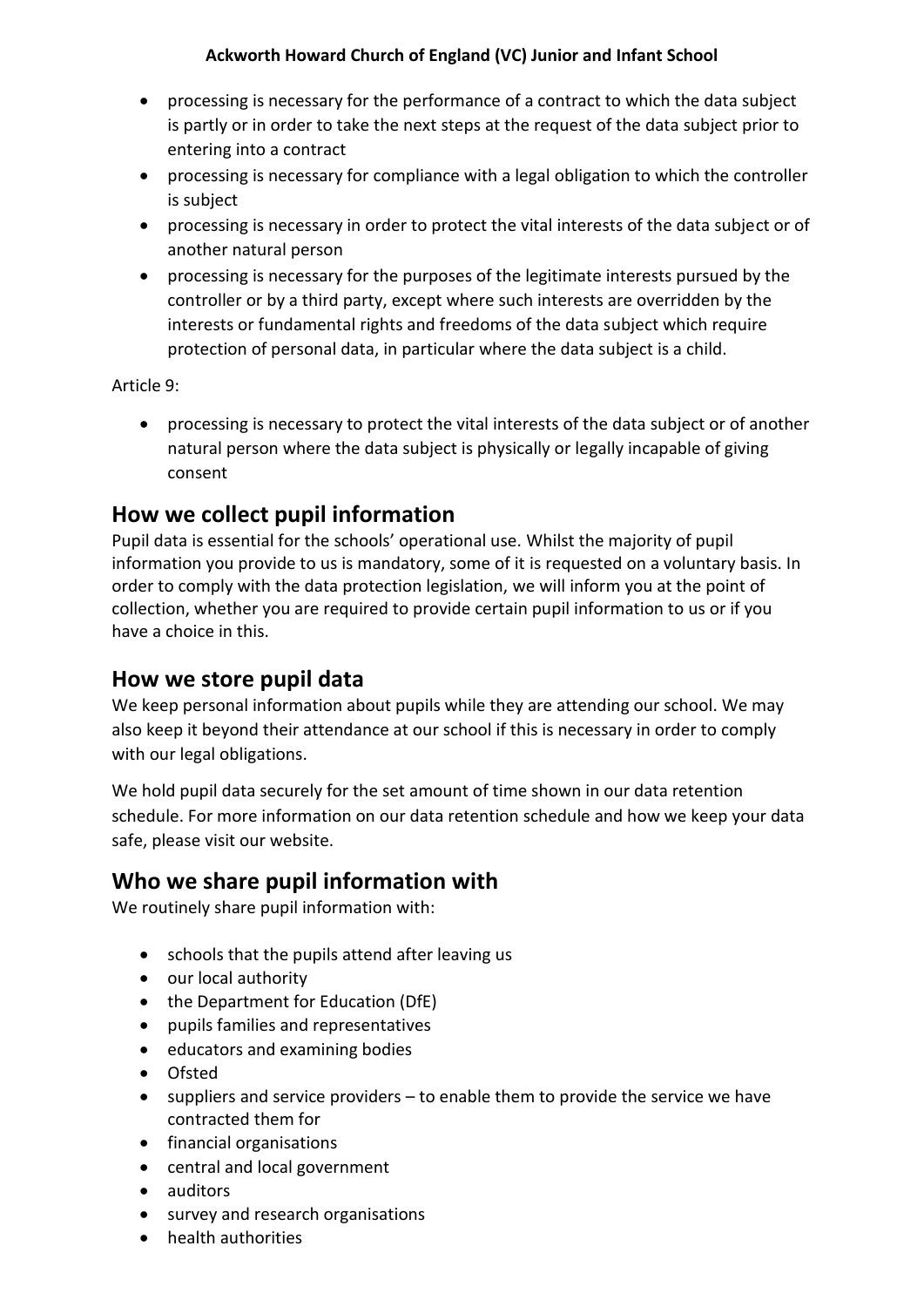- processing is necessary for the performance of a contract to which the data subject is partly or in order to take the next steps at the request of the data subject prior to entering into a contract
- processing is necessary for compliance with a legal obligation to which the controller is subject
- processing is necessary in order to protect the vital interests of the data subject or of another natural person
- processing is necessary for the purposes of the legitimate interests pursued by the controller or by a third party, except where such interests are overridden by the interests or fundamental rights and freedoms of the data subject which require protection of personal data, in particular where the data subject is a child.

Article 9:

- processing is necessary to protect the vital interests of the data subject or of another natural person where the data subject is physically or legally incapable of giving consent

## How we collect pupil information

Pupil data is essential for the schools' operational use. Whilst the majority of pupil information you provide to us is mandatory, some of it is requested on a voluntary basis. In order to comply with the data protection legislation, we will inform you at the point of collection, whether you are required to provide certain pupil information to us or if you have a choice in this.

## How we store pupil data

We keep personal information about pupils while they are attending our school. We may also keep it beyond their attendance at our school if this is necessary in order to comply with our legal obligations.

We hold pupil data securely for the set amount of time shown in our data retention schedule. For more information on our data retention schedule and how we keep your data safe, please visit our website.

## Who we share pupil information with

We routinely share pupil information with:

- schools that the pupils attend after leaving us
- our local authority
- the Department for Education (DfE)
- pupils families and representatives
- educators and examining bodies
- Ofsted
- suppliers and service providers – to enable them to provide the service we have contracted them for
- financial organisations
- central and local government
- auditors
- survey and research organisations
- health authorities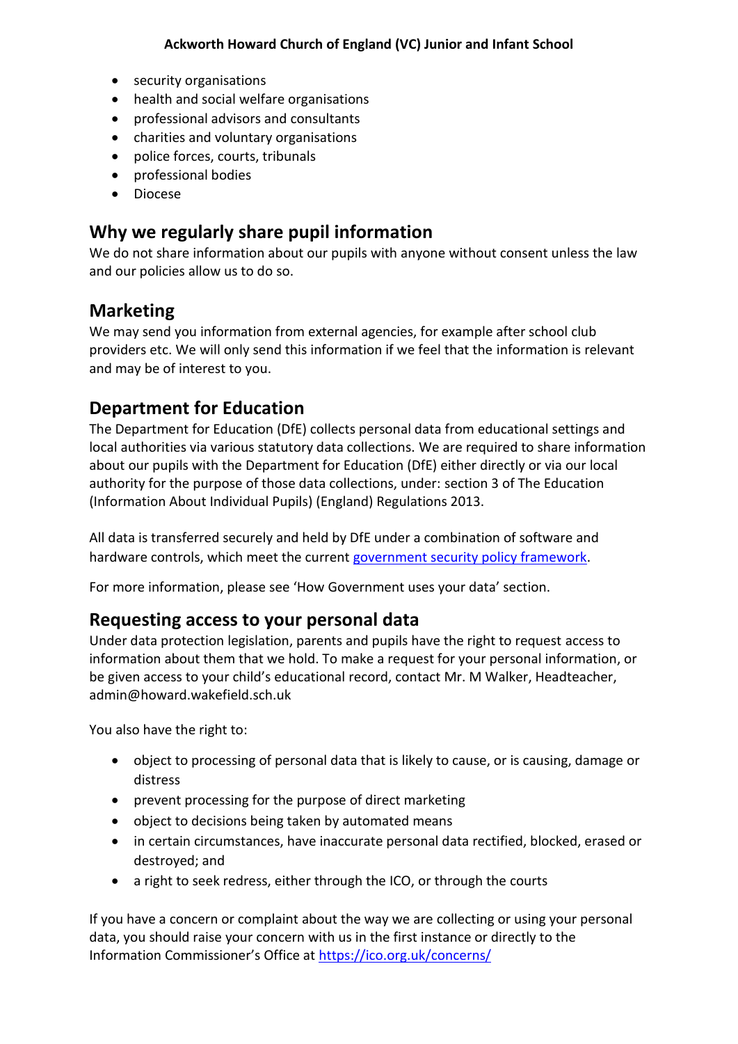- security organisations
- health and social welfare organisations
- professional advisors and consultants
- charities and voluntary organisations
- police forces, courts, tribunals
- professional bodies
- Diocese

## Why we regularly share pupil information

We do not share information about our pupils with anyone without consent unless the law and our policies allow us to do so.

## Marketing

We may send you information from external agencies, for example after school club providers etc. We will only send this information if we feel that the information is relevant and may be of interest to you.

## Department for Education

The Department for Education (DfE) collects personal data from educational settings and local authorities via various statutory data collections. We are required to share information about our pupils with the Department for Education (DfE) either directly or via our local authority for the purpose of those data collections, under: section 3 of The Education (Information About Individual Pupils) (England) Regulations 2013.

All data is transferred securely and held by DfE under a combination of software and hardware controls, which meet the current government security policy framework.

For more information, please see 'How Government uses your data' section.

## Requesting access to your personal data

Under data protection legislation, parents and pupils have the right to request access to information about them that we hold. To make a request for your personal information, or be given access to your child's educational record, contact Mr. M Walker, Headteacher, admin@howard.wakefield.sch.uk

You also have the right to:

- object to processing of personal data that is likely to cause, or is causing, damage or distress
- prevent processing for the purpose of direct marketing
- object to decisions being taken by automated means
- in certain circumstances, have inaccurate personal data rectified, blocked, erased or destroyed; and
- a right to seek redress, either through the ICO, or through the courts

If you have a concern or complaint about the way we are collecting or using your personal data, you should raise your concern with us in the first instance or directly to the Information Commissioner's Office at https://ico.org.uk/concerns/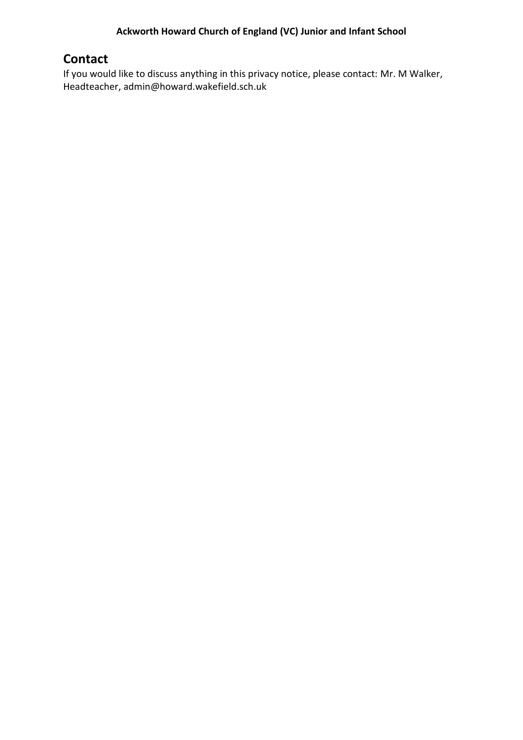## Contact

If you would like to discuss anything in this privacy notice, please contact: Mr. M Walker, Headteacher, admin@howard.wakefield.sch.uk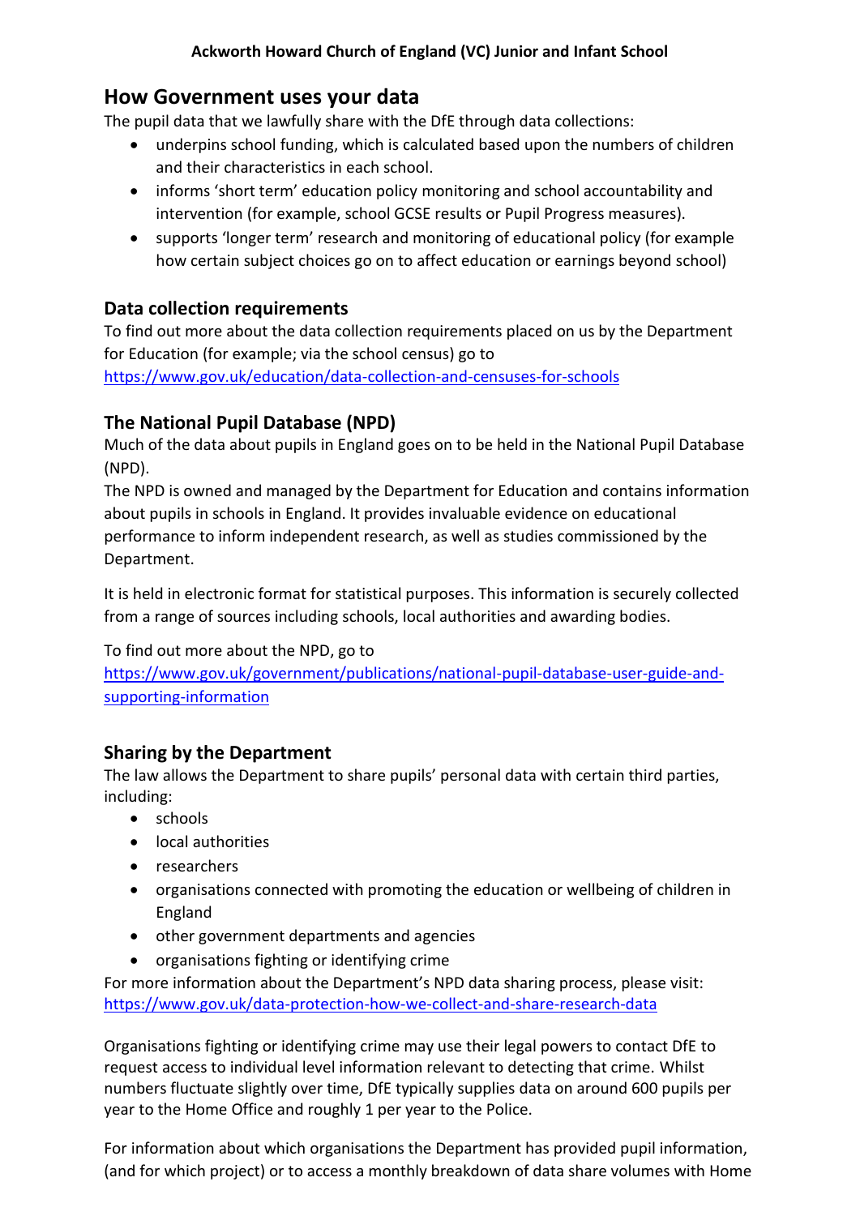## How Government uses your data

The pupil data that we lawfully share with the DfE through data collections:

- underpins school funding, which is calculated based upon the numbers of children and their characteristics in each school.
- informs 'short term' education policy monitoring and school accountability and intervention (for example, school GCSE results or Pupil Progress measures).
- supports 'longer term' research and monitoring of educational policy (for example how certain subject choices go on to affect education or earnings beyond school)

### Data collection requirements

To find out more about the data collection requirements placed on us by the Department for Education (for example; via the school census) go to https://www.gov.uk/education/data-collection-and-censuses-for-schools

### The National Pupil Database (NPD)

Much of the data about pupils in England goes on to be held in the National Pupil Database (NPD).

The NPD is owned and managed by the Department for Education and contains information about pupils in schools in England. It provides invaluable evidence on educational performance to inform independent research, as well as studies commissioned by the Department.

It is held in electronic format for statistical purposes. This information is securely collected from a range of sources including schools, local authorities and awarding bodies.

To find out more about the NPD, go to https://www.gov.uk/government/publications/national-pupil-database-user-guide-and-supporting-information

### Sharing by the Department

The law allows the Department to share pupils' personal data with certain third parties, including:

- schools
- local authorities
- researchers
- organisations connected with promoting the education or wellbeing of children in England
- other government departments and agencies
- organisations fighting or identifying crime

For more information about the Department's NPD data sharing process, please visit: https://www.gov.uk/data-protection-how-we-collect-and-share-research-data

Organisations fighting or identifying crime may use their legal powers to contact DfE to request access to individual level information relevant to detecting that crime. Whilst numbers fluctuate slightly over time, DfE typically supplies data on around 600 pupils per year to the Home Office and roughly 1 per year to the Police.

For information about which organisations the Department has provided pupil information, (and for which project) or to access a monthly breakdown of data share volumes with Home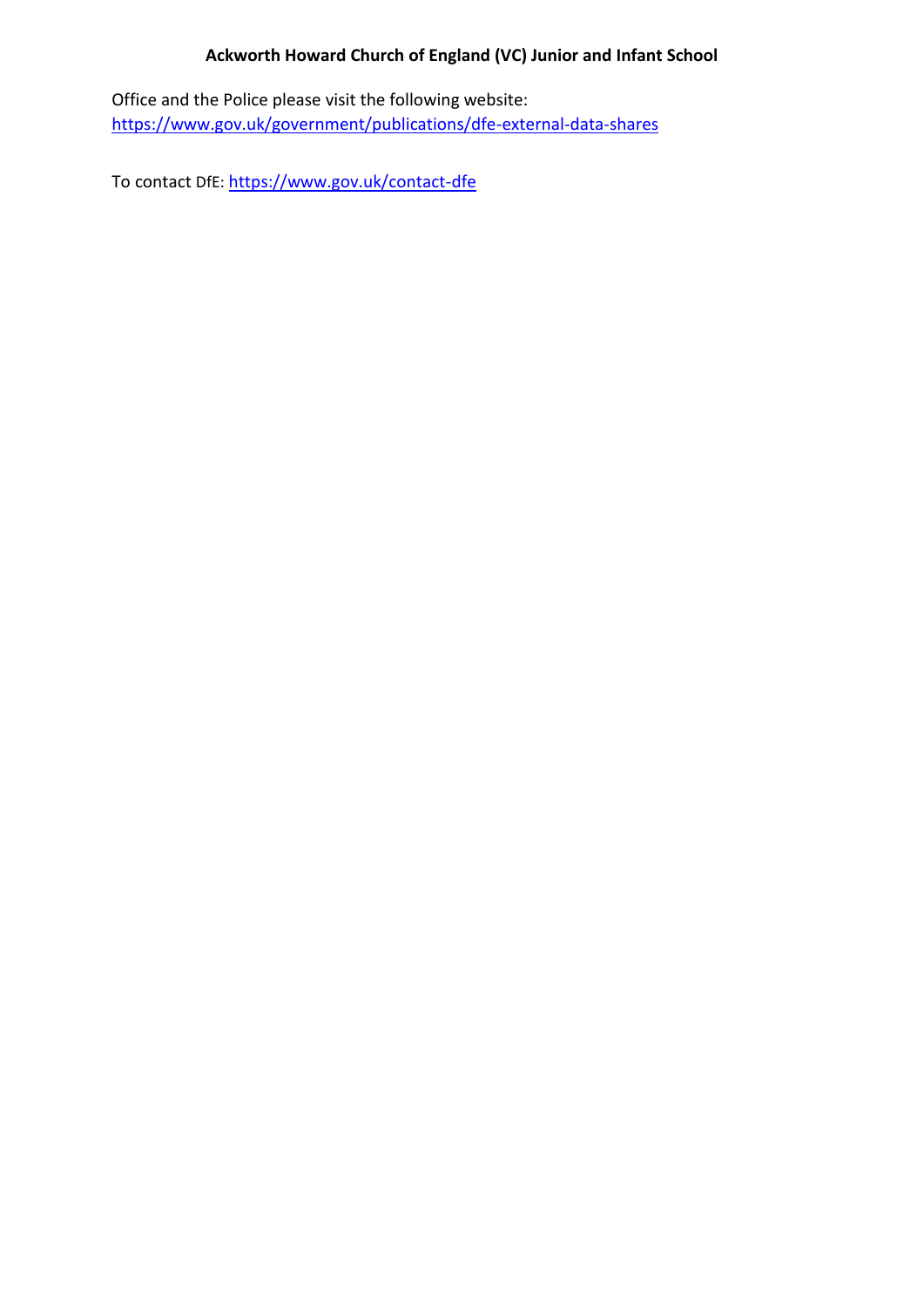Office and the Police please visit the following website: https://www.gov.uk/government/publications/dfe-external-data-shares

To contact DfE: https://www.gov.uk/contact-dfe